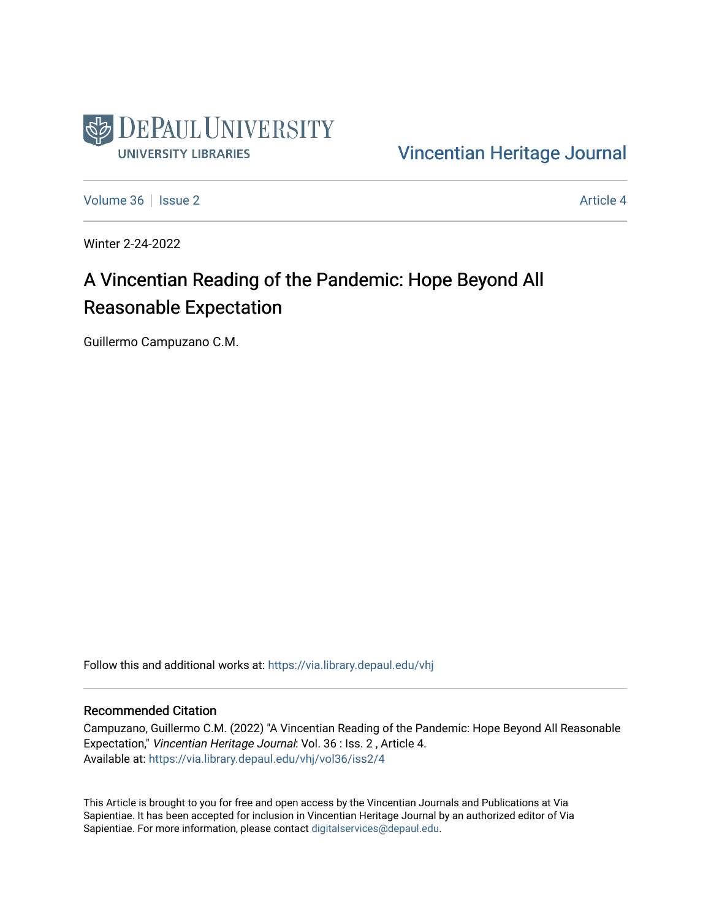DePaul University
University Libraries

Vincentian Heritage Journal

Volume 36 | Issue 2 — Article 4

Winter 2-24-2022

# A Vincentian Reading of the Pandemic: Hope Beyond All Reasonable Expectation

Guillermo Campuzano C.M.

Follow this and additional works at: https://via.library.depaul.edu/vhj

## Recommended Citation

Campuzano, Guillermo C.M. (2022) "A Vincentian Reading of the Pandemic: Hope Beyond All Reasonable Expectation," *Vincentian Heritage Journal*: Vol. 36 : Iss. 2 , Article 4.
Available at: https://via.library.depaul.edu/vhj/vol36/iss2/4

This Article is brought to you for free and open access by the Vincentian Journals and Publications at Via Sapientiae. It has been accepted for inclusion in Vincentian Heritage Journal by an authorized editor of Via Sapientiae. For more information, please contact digitalservices@depaul.edu.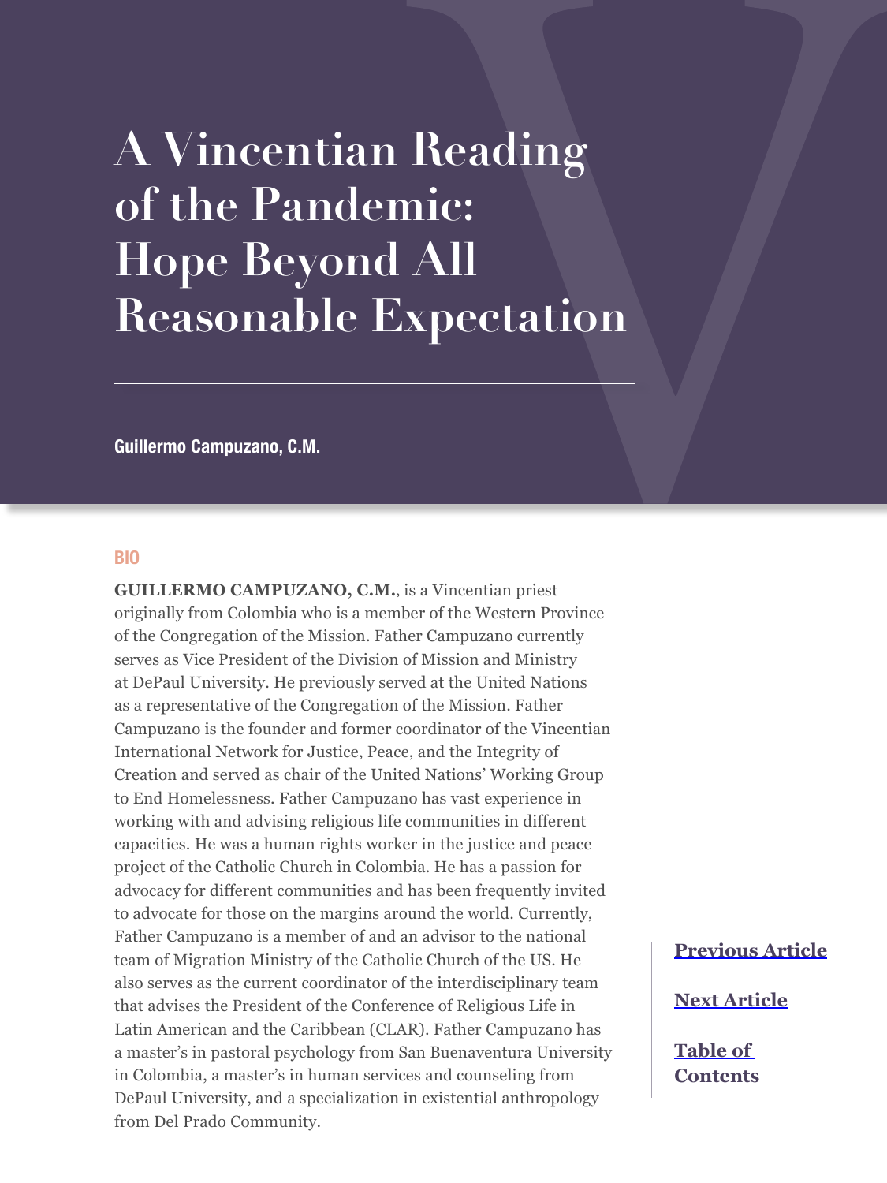# A Vincentian Reading of the Pandemic: Hope Beyond All Reasonable Expectation

**Guillermo Campuzano, C.M.**

BIO

**GUILLERMO CAMPUZANO, C.M.**, is a Vincentian priest originally from Colombia who is a member of the Western Province of the Congregation of the Mission. Father Campuzano currently serves as Vice President of the Division of Mission and Ministry at DePaul University. He previously served at the United Nations as a representative of the Congregation of the Mission. Father Campuzano is the founder and former coordinator of the Vincentian International Network for Justice, Peace, and the Integrity of Creation and served as chair of the United Nations' Working Group to End Homelessness. Father Campuzano has vast experience in working with and advising religious life communities in different capacities. He was a human rights worker in the justice and peace project of the Catholic Church in Colombia. He has a passion for advocacy for different communities and has been frequently invited to advocate for those on the margins around the world. Currently, Father Campuzano is a member of and an advisor to the national team of Migration Ministry of the Catholic Church of the US. He also serves as the current coordinator of the interdisciplinary team that advises the President of the Conference of Religious Life in Latin American and the Caribbean (CLAR). Father Campuzano has a master's in pastoral psychology from San Buenaventura University in Colombia, a master's in human services and counseling from DePaul University, and a specialization in existential anthropology from Del Prado Community.

Previous Article

Next Article

Table of Contents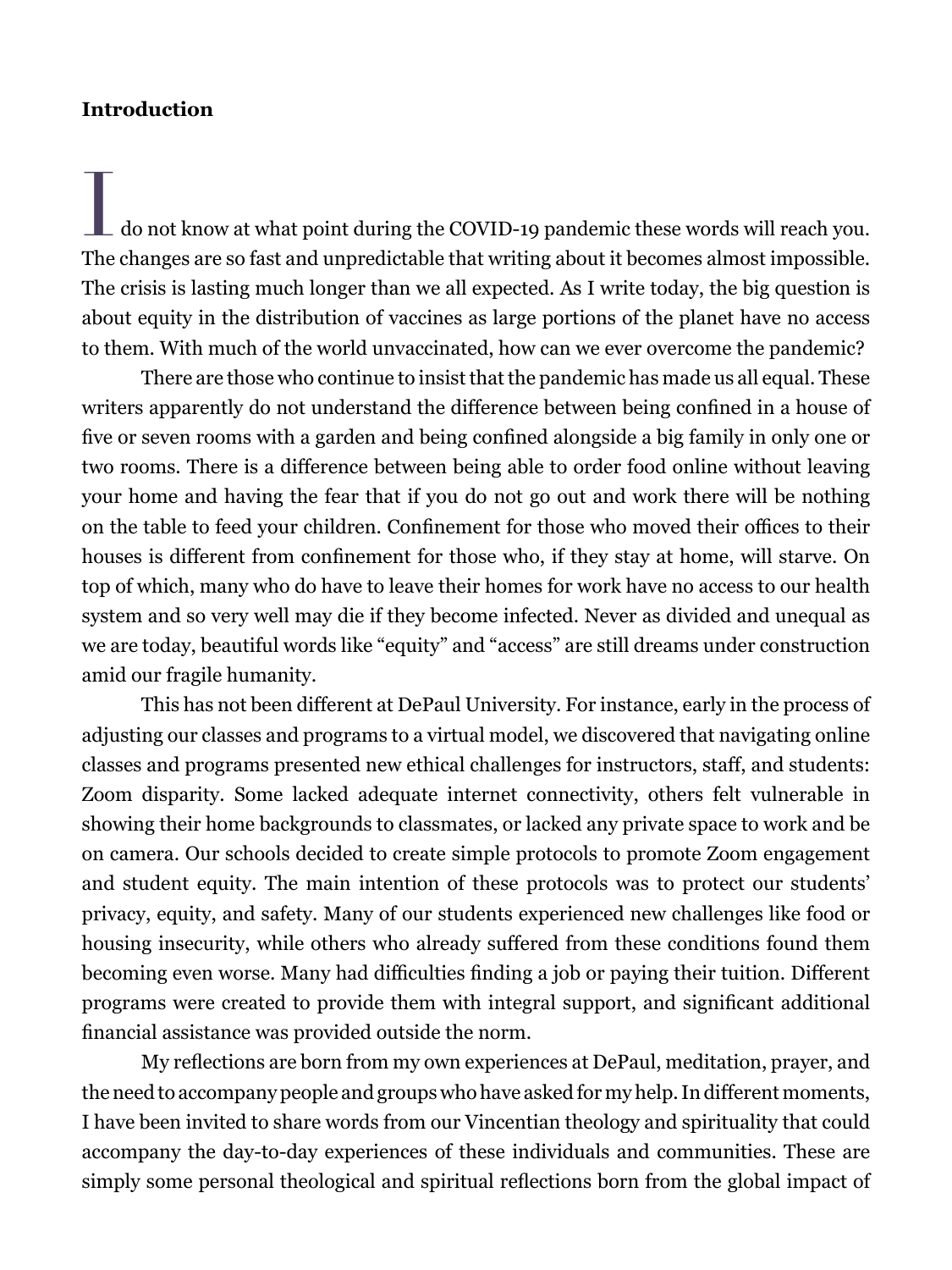**Introduction**

I do not know at what point during the COVID-19 pandemic these words will reach you. The changes are so fast and unpredictable that writing about it becomes almost impossible. The crisis is lasting much longer than we all expected. As I write today, the big question is about equity in the distribution of vaccines as large portions of the planet have no access to them. With much of the world unvaccinated, how can we ever overcome the pandemic?

There are those who continue to insist that the pandemic has made us all equal. These writers apparently do not understand the difference between being confined in a house of five or seven rooms with a garden and being confined alongside a big family in only one or two rooms. There is a difference between being able to order food online without leaving your home and having the fear that if you do not go out and work there will be nothing on the table to feed your children. Confinement for those who moved their offices to their houses is different from confinement for those who, if they stay at home, will starve. On top of which, many who do have to leave their homes for work have no access to our health system and so very well may die if they become infected. Never as divided and unequal as we are today, beautiful words like "equity" and "access" are still dreams under construction amid our fragile humanity.

This has not been different at DePaul University. For instance, early in the process of adjusting our classes and programs to a virtual model, we discovered that navigating online classes and programs presented new ethical challenges for instructors, staff, and students: Zoom disparity. Some lacked adequate internet connectivity, others felt vulnerable in showing their home backgrounds to classmates, or lacked any private space to work and be on camera. Our schools decided to create simple protocols to promote Zoom engagement and student equity. The main intention of these protocols was to protect our students' privacy, equity, and safety. Many of our students experienced new challenges like food or housing insecurity, while others who already suffered from these conditions found them becoming even worse. Many had difficulties finding a job or paying their tuition. Different programs were created to provide them with integral support, and significant additional financial assistance was provided outside the norm.

My reflections are born from my own experiences at DePaul, meditation, prayer, and the need to accompany people and groups who have asked for my help. In different moments, I have been invited to share words from our Vincentian theology and spirituality that could accompany the day-to-day experiences of these individuals and communities. These are simply some personal theological and spiritual reflections born from the global impact of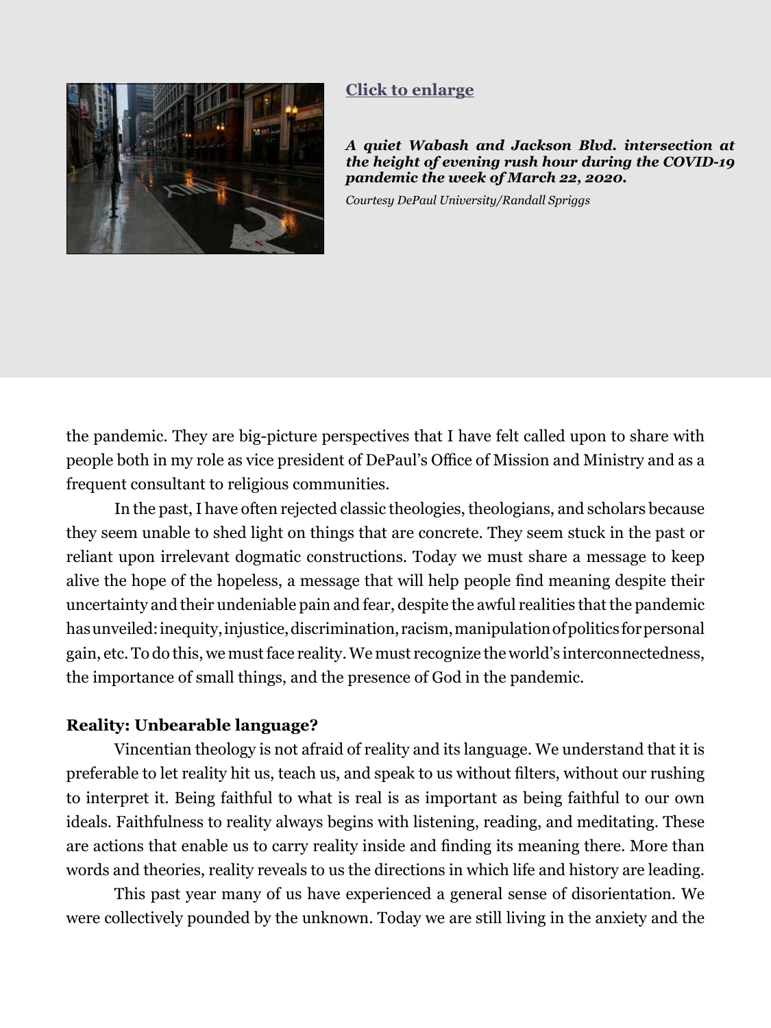**Click to enlarge**

***A quiet Wabash and Jackson Blvd. intersection at the height of evening rush hour during the COVID-19 pandemic the week of March 22, 2020.***

*Courtesy DePaul University/Randall Spriggs*

the pandemic. They are big-picture perspectives that I have felt called upon to share with people both in my role as vice president of DePaul's Office of Mission and Ministry and as a frequent consultant to religious communities.

In the past, I have often rejected classic theologies, theologians, and scholars because they seem unable to shed light on things that are concrete. They seem stuck in the past or reliant upon irrelevant dogmatic constructions. Today we must share a message to keep alive the hope of the hopeless, a message that will help people find meaning despite their uncertainty and their undeniable pain and fear, despite the awful realities that the pandemic has unveiled: inequity, injustice, discrimination, racism, manipulation of politics for personal gain, etc. To do this, we must face reality. We must recognize the world's interconnectedness, the importance of small things, and the presence of God in the pandemic.

**Reality: Unbearable language?**

Vincentian theology is not afraid of reality and its language. We understand that it is preferable to let reality hit us, teach us, and speak to us without filters, without our rushing to interpret it. Being faithful to what is real is as important as being faithful to our own ideals. Faithfulness to reality always begins with listening, reading, and meditating. These are actions that enable us to carry reality inside and finding its meaning there. More than words and theories, reality reveals to us the directions in which life and history are leading.

This past year many of us have experienced a general sense of disorientation. We were collectively pounded by the unknown. Today we are still living in the anxiety and the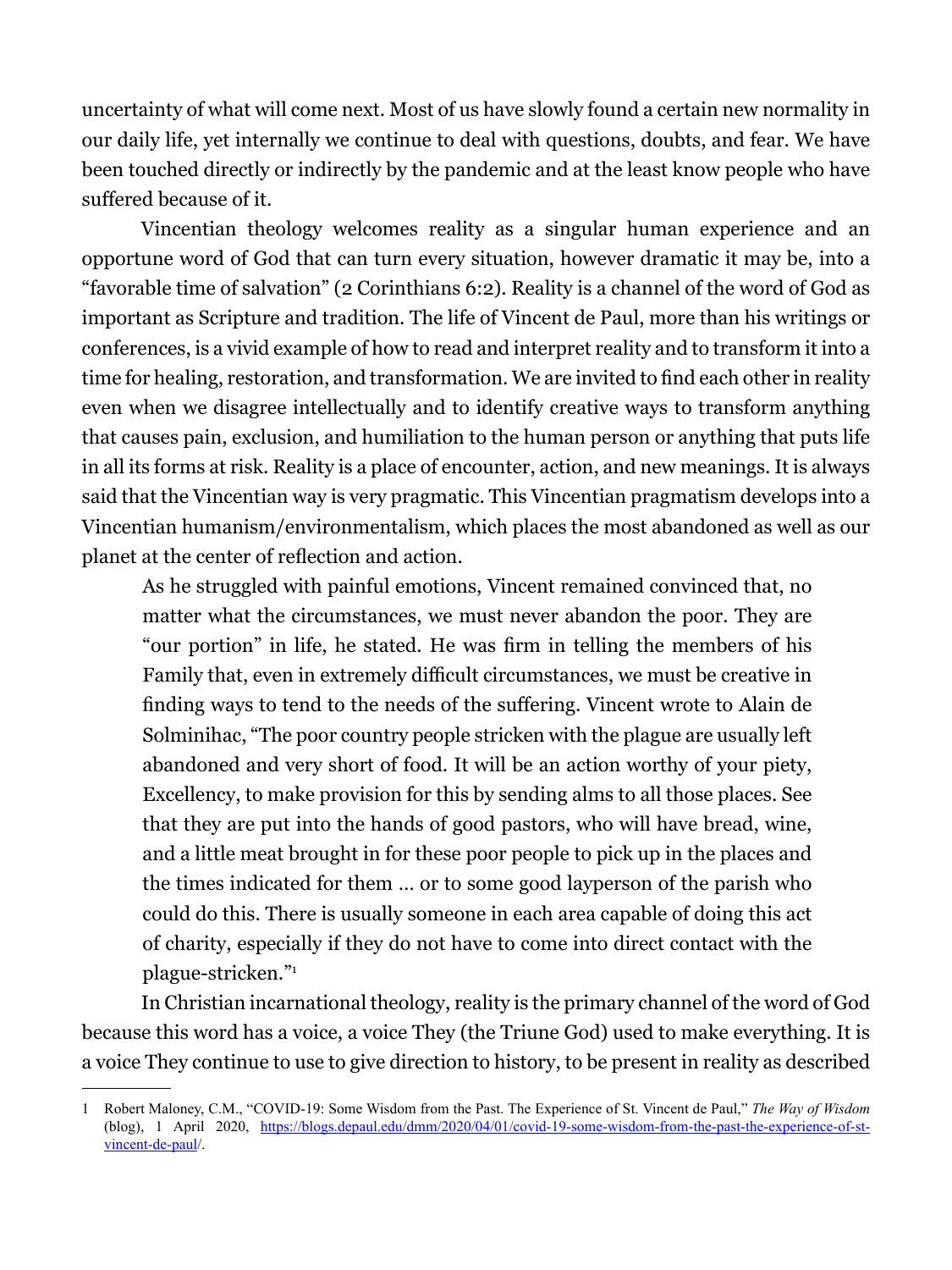uncertainty of what will come next. Most of us have slowly found a certain new normality in our daily life, yet internally we continue to deal with questions, doubts, and fear. We have been touched directly or indirectly by the pandemic and at the least know people who have suffered because of it.

Vincentian theology welcomes reality as a singular human experience and an opportune word of God that can turn every situation, however dramatic it may be, into a "favorable time of salvation" (2 Corinthians 6:2). Reality is a channel of the word of God as important as Scripture and tradition. The life of Vincent de Paul, more than his writings or conferences, is a vivid example of how to read and interpret reality and to transform it into a time for healing, restoration, and transformation. We are invited to find each other in reality even when we disagree intellectually and to identify creative ways to transform anything that causes pain, exclusion, and humiliation to the human person or anything that puts life in all its forms at risk. Reality is a place of encounter, action, and new meanings. It is always said that the Vincentian way is very pragmatic. This Vincentian pragmatism develops into a Vincentian humanism/environmentalism, which places the most abandoned as well as our planet at the center of reflection and action.

> As he struggled with painful emotions, Vincent remained convinced that, no matter what the circumstances, we must never abandon the poor. They are "our portion" in life, he stated. He was firm in telling the members of his Family that, even in extremely difficult circumstances, we must be creative in finding ways to tend to the needs of the suffering. Vincent wrote to Alain de Solminihac, "The poor country people stricken with the plague are usually left abandoned and very short of food. It will be an action worthy of your piety, Excellency, to make provision for this by sending alms to all those places. See that they are put into the hands of good pastors, who will have bread, wine, and a little meat brought in for these poor people to pick up in the places and the times indicated for them … or to some good layperson of the parish who could do this. There is usually someone in each area capable of doing this act of charity, especially if they do not have to come into direct contact with the plague-stricken."[1]

In Christian incarnational theology, reality is the primary channel of the word of God because this word has a voice, a voice They (the Triune God) used to make everything. It is a voice They continue to use to give direction to history, to be present in reality as described

---

1 Robert Maloney, C.M., "COVID-19: Some Wisdom from the Past. The Experience of St. Vincent de Paul," *The Way of Wisdom* (blog), 1 April 2020, https://blogs.depaul.edu/dmm/2020/04/01/covid-19-some-wisdom-from-the-past-the-experience-of-st-vincent-de-paul/.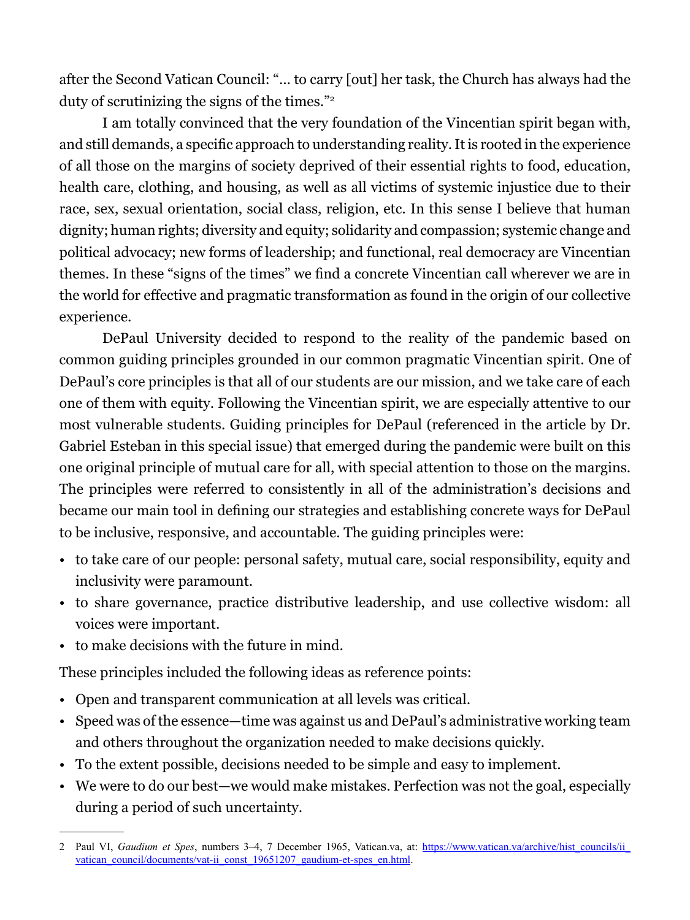after the Second Vatican Council: "… to carry [out] her task, the Church has always had the duty of scrutinizing the signs of the times."[2]

I am totally convinced that the very foundation of the Vincentian spirit began with, and still demands, a specific approach to understanding reality. It is rooted in the experience of all those on the margins of society deprived of their essential rights to food, education, health care, clothing, and housing, as well as all victims of systemic injustice due to their race, sex, sexual orientation, social class, religion, etc. In this sense I believe that human dignity; human rights; diversity and equity; solidarity and compassion; systemic change and political advocacy; new forms of leadership; and functional, real democracy are Vincentian themes. In these "signs of the times" we find a concrete Vincentian call wherever we are in the world for effective and pragmatic transformation as found in the origin of our collective experience.

DePaul University decided to respond to the reality of the pandemic based on common guiding principles grounded in our common pragmatic Vincentian spirit. One of DePaul's core principles is that all of our students are our mission, and we take care of each one of them with equity. Following the Vincentian spirit, we are especially attentive to our most vulnerable students. Guiding principles for DePaul (referenced in the article by Dr. Gabriel Esteban in this special issue) that emerged during the pandemic were built on this one original principle of mutual care for all, with special attention to those on the margins. The principles were referred to consistently in all of the administration's decisions and became our main tool in defining our strategies and establishing concrete ways for DePaul to be inclusive, responsive, and accountable. The guiding principles were:

- to take care of our people: personal safety, mutual care, social responsibility, equity and inclusivity were paramount.
- to share governance, practice distributive leadership, and use collective wisdom: all voices were important.
- to make decisions with the future in mind.

These principles included the following ideas as reference points:

- Open and transparent communication at all levels was critical.
- Speed was of the essence—time was against us and DePaul's administrative working team and others throughout the organization needed to make decisions quickly.
- To the extent possible, decisions needed to be simple and easy to implement.
- We were to do our best—we would make mistakes. Perfection was not the goal, especially during a period of such uncertainty.

---

2 Paul VI, *Gaudium et Spes*, numbers 3–4, 7 December 1965, Vatican.va, at: https://www.vatican.va/archive/hist_councils/ii_vatican_council/documents/vat-ii_const_19651207_gaudium-et-spes_en.html.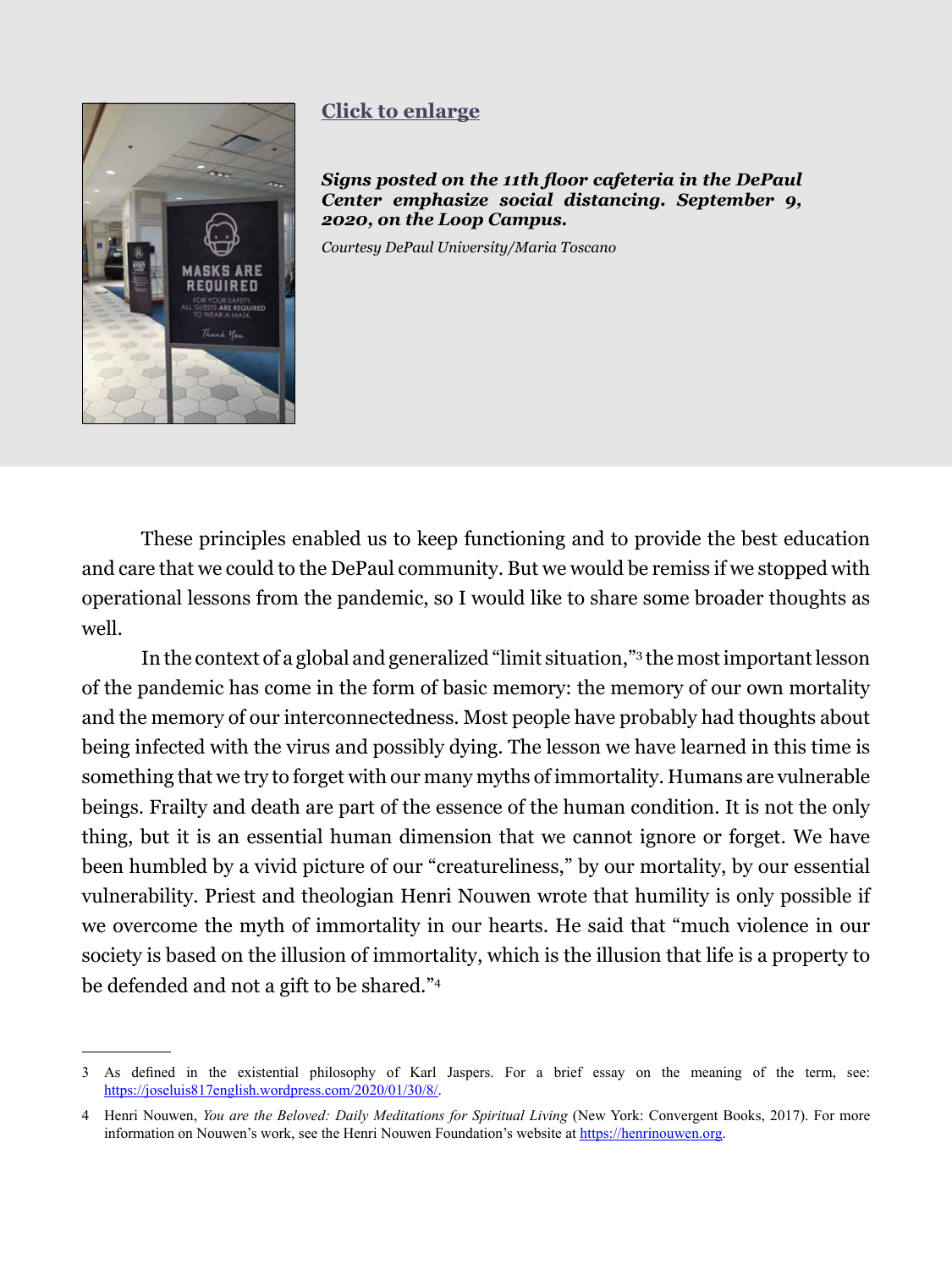Click to enlarge

***Signs posted on the 11th floor cafeteria in the DePaul Center emphasize social distancing. September 9, 2020, on the Loop Campus.***

*Courtesy DePaul University/Maria Toscano*

These principles enabled us to keep functioning and to provide the best education and care that we could to the DePaul community. But we would be remiss if we stopped with operational lessons from the pandemic, so I would like to share some broader thoughts as well.

In the context of a global and generalized "limit situation,"[3] the most important lesson of the pandemic has come in the form of basic memory: the memory of our own mortality and the memory of our interconnectedness. Most people have probably had thoughts about being infected with the virus and possibly dying. The lesson we have learned in this time is something that we try to forget with our many myths of immortality. Humans are vulnerable beings. Frailty and death are part of the essence of the human condition. It is not the only thing, but it is an essential human dimension that we cannot ignore or forget. We have been humbled by a vivid picture of our "creatureliness," by our mortality, by our essential vulnerability. Priest and theologian Henri Nouwen wrote that humility is only possible if we overcome the myth of immortality in our hearts. He said that "much violence in our society is based on the illusion of immortality, which is the illusion that life is a property to be defended and not a gift to be shared."[4]

---

3 As defined in the existential philosophy of Karl Jaspers. For a brief essay on the meaning of the term, see: https://joseluis817english.wordpress.com/2020/01/30/8/.

4 Henri Nouwen, *You are the Beloved: Daily Meditations for Spiritual Living* (New York: Convergent Books, 2017). For more information on Nouwen's work, see the Henri Nouwen Foundation's website at https://henrinouwen.org.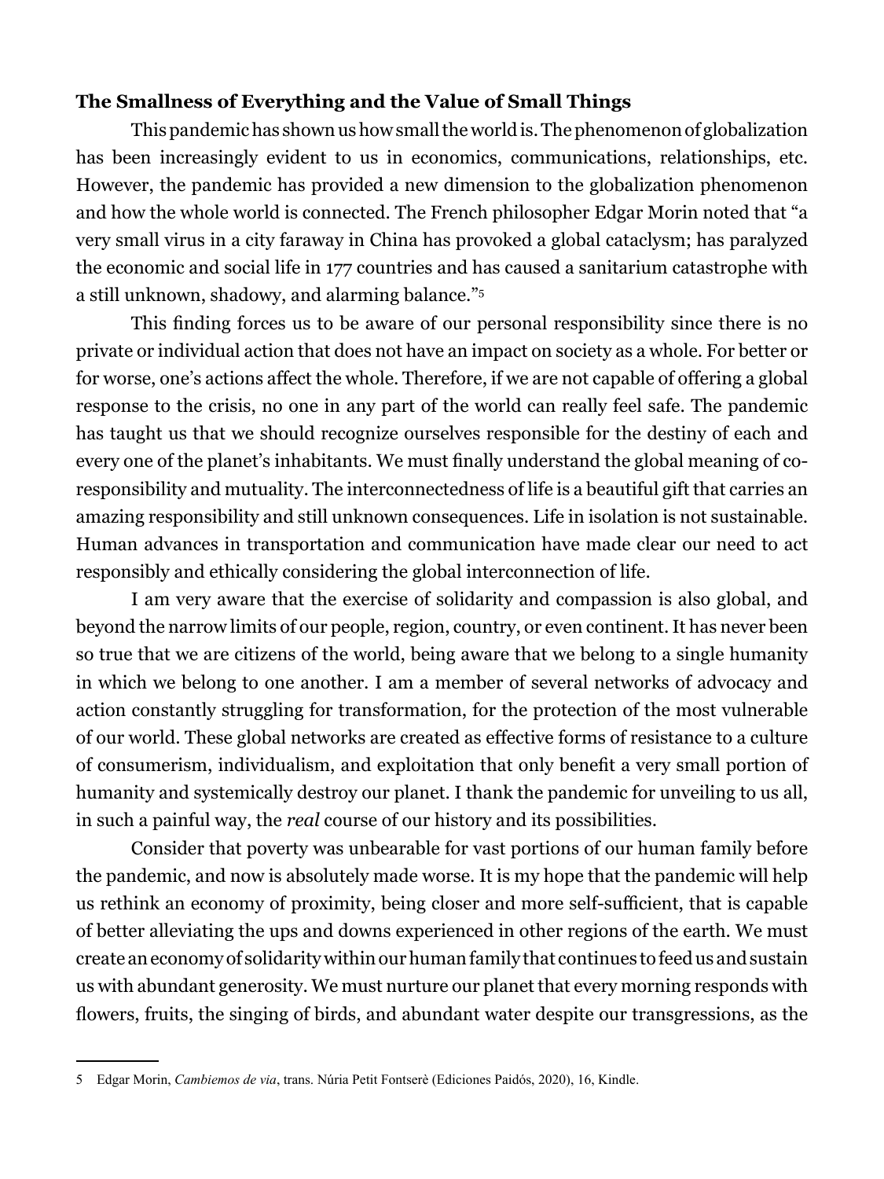### **The Smallness of Everything and the Value of Small Things**

This pandemic has shown us how small the world is. The phenomenon of globalization has been increasingly evident to us in economics, communications, relationships, etc. However, the pandemic has provided a new dimension to the globalization phenomenon and how the whole world is connected. The French philosopher Edgar Morin noted that "a very small virus in a city faraway in China has provoked a global cataclysm; has paralyzed the economic and social life in 177 countries and has caused a sanitarium catastrophe with a still unknown, shadowy, and alarming balance."[5]

This finding forces us to be aware of our personal responsibility since there is no private or individual action that does not have an impact on society as a whole. For better or for worse, one's actions affect the whole. Therefore, if we are not capable of offering a global response to the crisis, no one in any part of the world can really feel safe. The pandemic has taught us that we should recognize ourselves responsible for the destiny of each and every one of the planet's inhabitants. We must finally understand the global meaning of co-responsibility and mutuality. The interconnectedness of life is a beautiful gift that carries an amazing responsibility and still unknown consequences. Life in isolation is not sustainable. Human advances in transportation and communication have made clear our need to act responsibly and ethically considering the global interconnection of life.

I am very aware that the exercise of solidarity and compassion is also global, and beyond the narrow limits of our people, region, country, or even continent. It has never been so true that we are citizens of the world, being aware that we belong to a single humanity in which we belong to one another. I am a member of several networks of advocacy and action constantly struggling for transformation, for the protection of the most vulnerable of our world. These global networks are created as effective forms of resistance to a culture of consumerism, individualism, and exploitation that only benefit a very small portion of humanity and systemically destroy our planet. I thank the pandemic for unveiling to us all, in such a painful way, the *real* course of our history and its possibilities.

Consider that poverty was unbearable for vast portions of our human family before the pandemic, and now is absolutely made worse. It is my hope that the pandemic will help us rethink an economy of proximity, being closer and more self-sufficient, that is capable of better alleviating the ups and downs experienced in other regions of the earth. We must create an economy of solidarity within our human family that continues to feed us and sustain us with abundant generosity. We must nurture our planet that every morning responds with flowers, fruits, the singing of birds, and abundant water despite our transgressions, as the

---

5 Edgar Morin, *Cambiemos de via*, trans. Núria Petit Fontserè (Ediciones Paidós, 2020), 16, Kindle.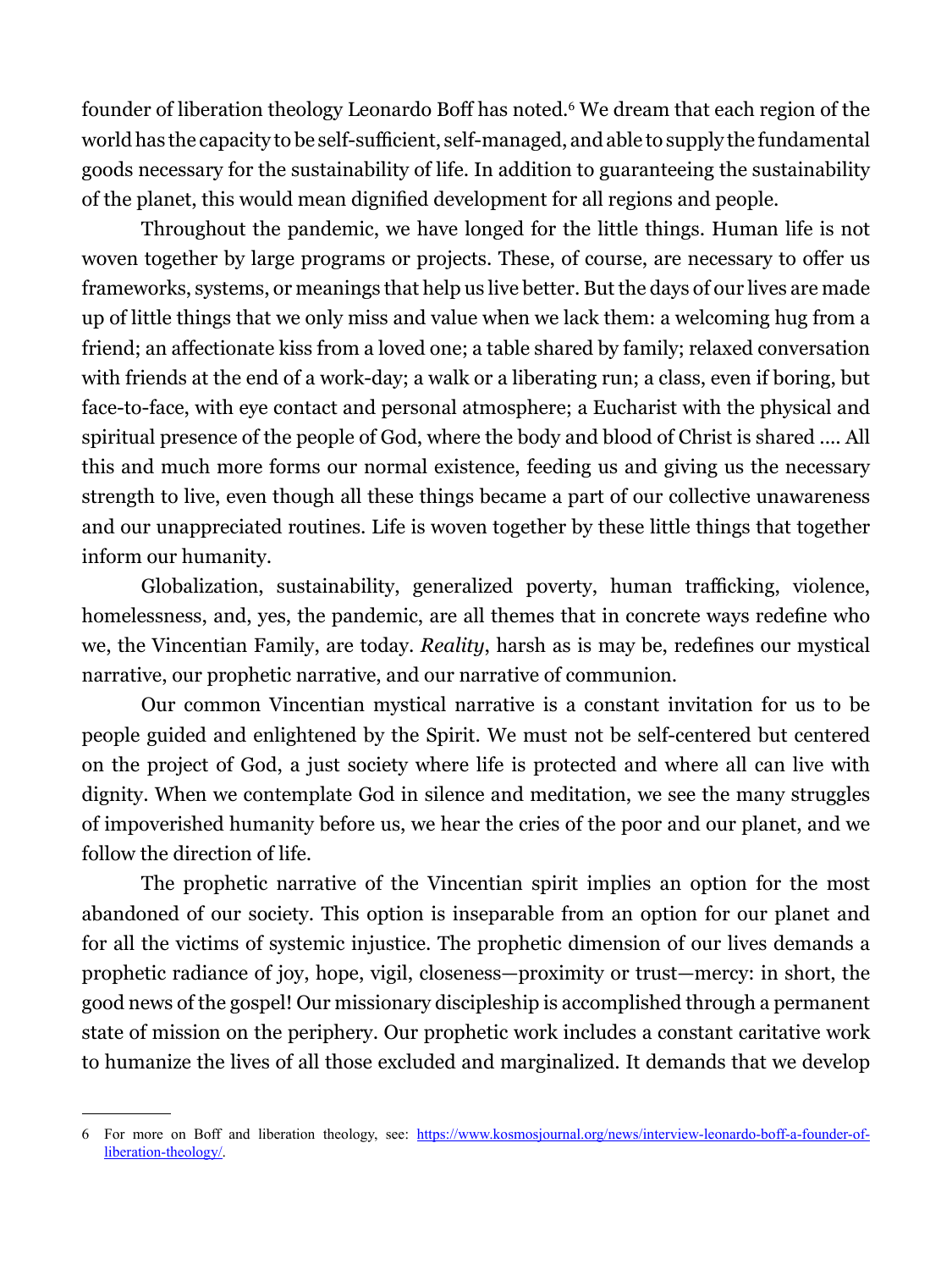founder of liberation theology Leonardo Boff has noted.[6] We dream that each region of the world has the capacity to be self-sufficient, self-managed, and able to supply the fundamental goods necessary for the sustainability of life. In addition to guaranteeing the sustainability of the planet, this would mean dignified development for all regions and people.

Throughout the pandemic, we have longed for the little things. Human life is not woven together by large programs or projects. These, of course, are necessary to offer us frameworks, systems, or meanings that help us live better. But the days of our lives are made up of little things that we only miss and value when we lack them: a welcoming hug from a friend; an affectionate kiss from a loved one; a table shared by family; relaxed conversation with friends at the end of a work-day; a walk or a liberating run; a class, even if boring, but face-to-face, with eye contact and personal atmosphere; a Eucharist with the physical and spiritual presence of the people of God, where the body and blood of Christ is shared .... All this and much more forms our normal existence, feeding us and giving us the necessary strength to live, even though all these things became a part of our collective unawareness and our unappreciated routines. Life is woven together by these little things that together inform our humanity.

Globalization, sustainability, generalized poverty, human trafficking, violence, homelessness, and, yes, the pandemic, are all themes that in concrete ways redefine who we, the Vincentian Family, are today. *Reality*, harsh as is may be, redefines our mystical narrative, our prophetic narrative, and our narrative of communion.

Our common Vincentian mystical narrative is a constant invitation for us to be people guided and enlightened by the Spirit. We must not be self-centered but centered on the project of God, a just society where life is protected and where all can live with dignity. When we contemplate God in silence and meditation, we see the many struggles of impoverished humanity before us, we hear the cries of the poor and our planet, and we follow the direction of life.

The prophetic narrative of the Vincentian spirit implies an option for the most abandoned of our society. This option is inseparable from an option for our planet and for all the victims of systemic injustice. The prophetic dimension of our lives demands a prophetic radiance of joy, hope, vigil, closeness—proximity or trust—mercy: in short, the good news of the gospel! Our missionary discipleship is accomplished through a permanent state of mission on the periphery. Our prophetic work includes a constant caritative work to humanize the lives of all those excluded and marginalized. It demands that we develop

---

6 For more on Boff and liberation theology, see: https://www.kosmosjournal.org/news/interview-leonardo-boff-a-founder-of-liberation-theology/.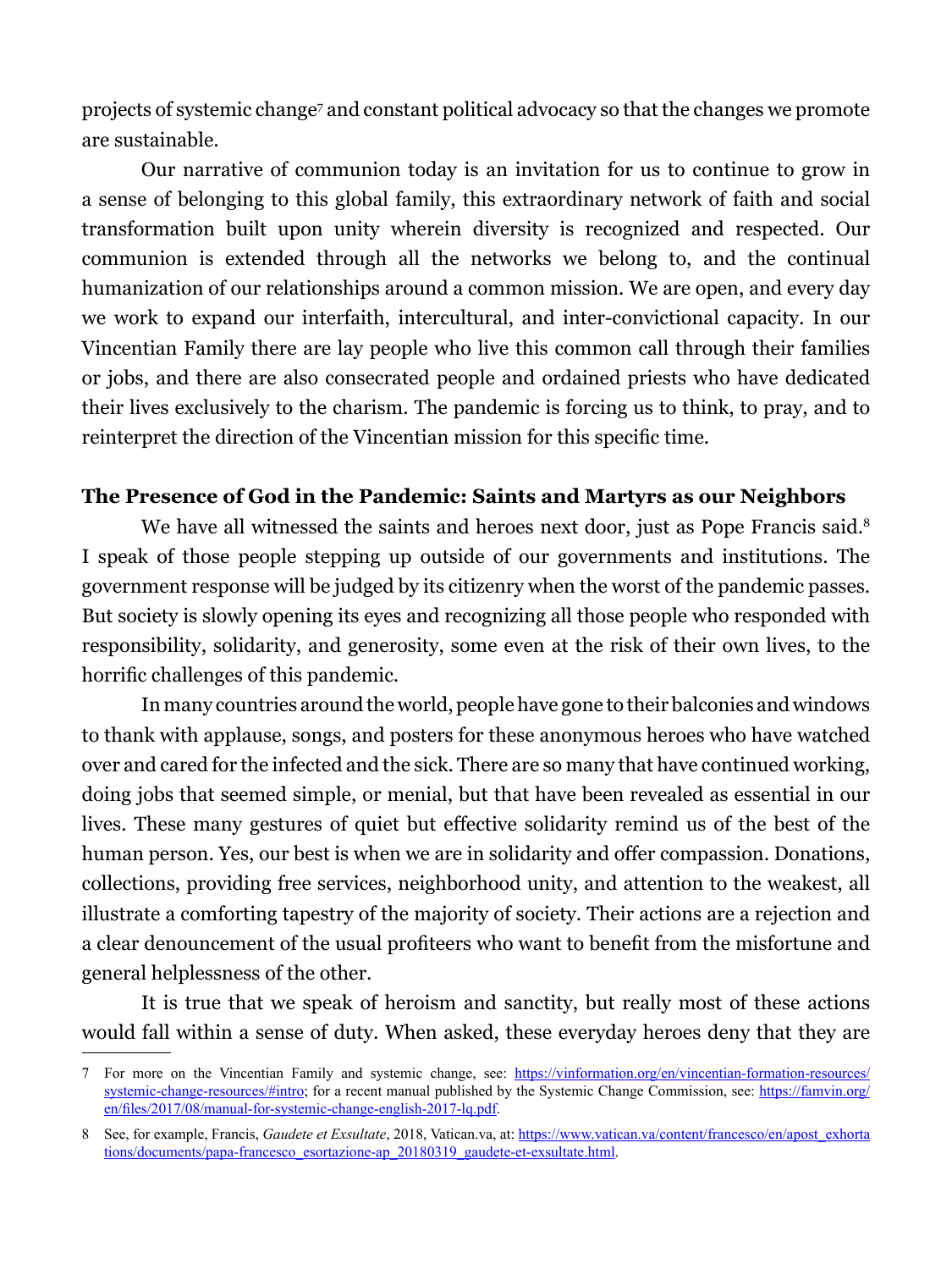projects of systemic change[7] and constant political advocacy so that the changes we promote are sustainable.

Our narrative of communion today is an invitation for us to continue to grow in a sense of belonging to this global family, this extraordinary network of faith and social transformation built upon unity wherein diversity is recognized and respected. Our communion is extended through all the networks we belong to, and the continual humanization of our relationships around a common mission. We are open, and every day we work to expand our interfaith, intercultural, and inter-convictional capacity. In our Vincentian Family there are lay people who live this common call through their families or jobs, and there are also consecrated people and ordained priests who have dedicated their lives exclusively to the charism. The pandemic is forcing us to think, to pray, and to reinterpret the direction of the Vincentian mission for this specific time.

**The Presence of God in the Pandemic: Saints and Martyrs as our Neighbors**

We have all witnessed the saints and heroes next door, just as Pope Francis said.[8] I speak of those people stepping up outside of our governments and institutions. The government response will be judged by its citizenry when the worst of the pandemic passes. But society is slowly opening its eyes and recognizing all those people who responded with responsibility, solidarity, and generosity, some even at the risk of their own lives, to the horrific challenges of this pandemic.

In many countries around the world, people have gone to their balconies and windows to thank with applause, songs, and posters for these anonymous heroes who have watched over and cared for the infected and the sick. There are so many that have continued working, doing jobs that seemed simple, or menial, but that have been revealed as essential in our lives. These many gestures of quiet but effective solidarity remind us of the best of the human person. Yes, our best is when we are in solidarity and offer compassion. Donations, collections, providing free services, neighborhood unity, and attention to the weakest, all illustrate a comforting tapestry of the majority of society. Their actions are a rejection and a clear denouncement of the usual profiteers who want to benefit from the misfortune and general helplessness of the other.

It is true that we speak of heroism and sanctity, but really most of these actions would fall within a sense of duty. When asked, these everyday heroes deny that they are

---

7 For more on the Vincentian Family and systemic change, see: https://vinformation.org/en/vincentian-formation-resources/systemic-change-resources/#intro; for a recent manual published by the Systemic Change Commission, see: https://famvin.org/en/files/2017/08/manual-for-systemic-change-english-2017-lq.pdf.

8 See, for example, Francis, *Gaudete et Exsultate*, 2018, Vatican.va, at: https://www.vatican.va/content/francesco/en/apost_exhortations/documents/papa-francesco_esortazione-ap_20180319_gaudete-et-exsultate.html.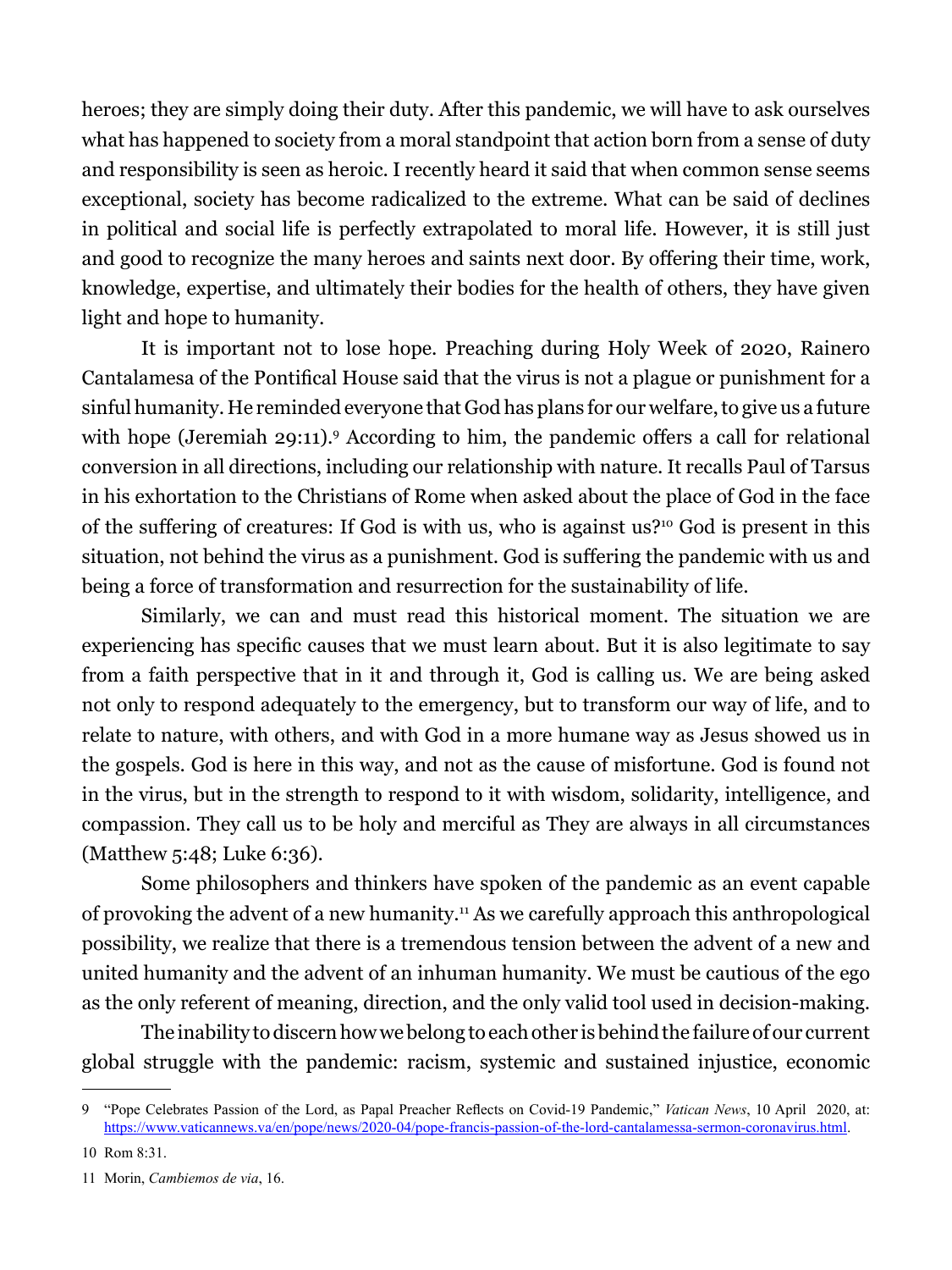heroes; they are simply doing their duty. After this pandemic, we will have to ask ourselves what has happened to society from a moral standpoint that action born from a sense of duty and responsibility is seen as heroic. I recently heard it said that when common sense seems exceptional, society has become radicalized to the extreme. What can be said of declines in political and social life is perfectly extrapolated to moral life. However, it is still just and good to recognize the many heroes and saints next door. By offering their time, work, knowledge, expertise, and ultimately their bodies for the health of others, they have given light and hope to humanity.

It is important not to lose hope. Preaching during Holy Week of 2020, Rainero Cantalamesa of the Pontifical House said that the virus is not a plague or punishment for a sinful humanity. He reminded everyone that God has plans for our welfare, to give us a future with hope (Jeremiah 29:11).[9] According to him, the pandemic offers a call for relational conversion in all directions, including our relationship with nature. It recalls Paul of Tarsus in his exhortation to the Christians of Rome when asked about the place of God in the face of the suffering of creatures: If God is with us, who is against us?[10] God is present in this situation, not behind the virus as a punishment. God is suffering the pandemic with us and being a force of transformation and resurrection for the sustainability of life.

Similarly, we can and must read this historical moment. The situation we are experiencing has specific causes that we must learn about. But it is also legitimate to say from a faith perspective that in it and through it, God is calling us. We are being asked not only to respond adequately to the emergency, but to transform our way of life, and to relate to nature, with others, and with God in a more humane way as Jesus showed us in the gospels. God is here in this way, and not as the cause of misfortune. God is found not in the virus, but in the strength to respond to it with wisdom, solidarity, intelligence, and compassion. They call us to be holy and merciful as They are always in all circumstances (Matthew 5:48; Luke 6:36).

Some philosophers and thinkers have spoken of the pandemic as an event capable of provoking the advent of a new humanity.[11] As we carefully approach this anthropological possibility, we realize that there is a tremendous tension between the advent of a new and united humanity and the advent of an inhuman humanity. We must be cautious of the ego as the only referent of meaning, direction, and the only valid tool used in decision-making.

The inability to discern how we belong to each other is behind the failure of our current global struggle with the pandemic: racism, systemic and sustained injustice, economic

---

9 "Pope Celebrates Passion of the Lord, as Papal Preacher Reflects on Covid-19 Pandemic," *Vatican News*, 10 April 2020, at: https://www.vaticannews.va/en/pope/news/2020-04/pope-francis-passion-of-the-lord-cantalamessa-sermon-coronavirus.html.

10 Rom 8:31.

11 Morin, *Cambiemos de via*, 16.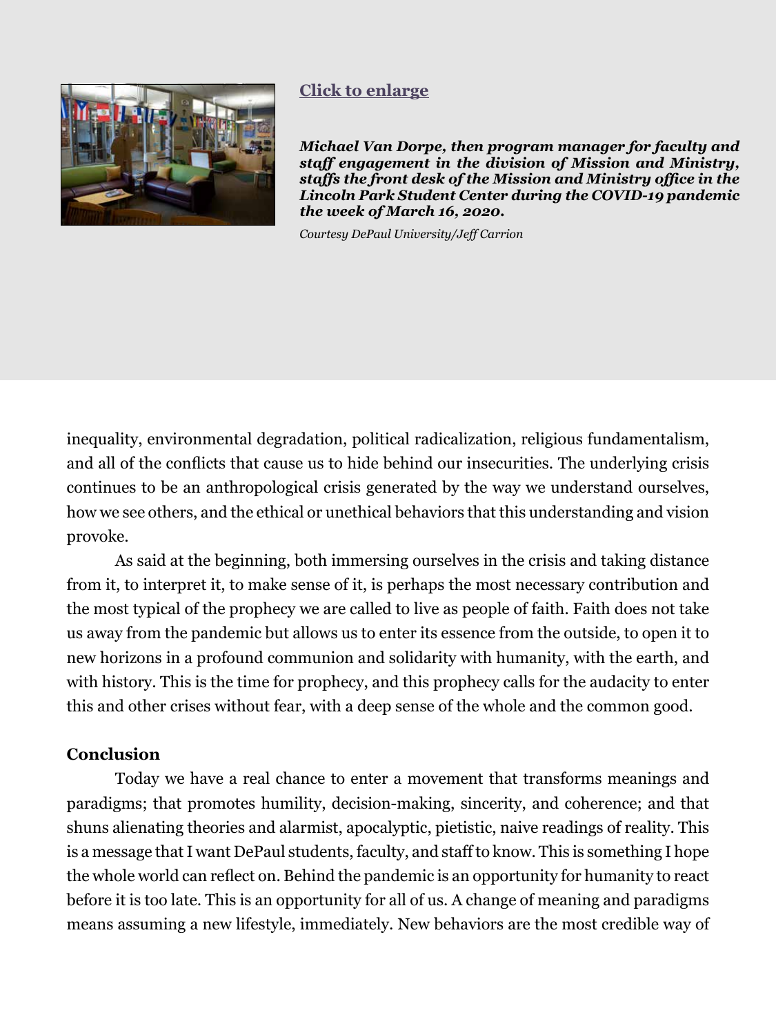[Click to enlarge](#)

***Michael Van Dorpe, then program manager for faculty and staff engagement in the division of Mission and Ministry, staffs the front desk of the Mission and Ministry office in the Lincoln Park Student Center during the COVID-19 pandemic the week of March 16, 2020.***

*Courtesy DePaul University/Jeff Carrion*

inequality, environmental degradation, political radicalization, religious fundamentalism, and all of the conflicts that cause us to hide behind our insecurities. The underlying crisis continues to be an anthropological crisis generated by the way we understand ourselves, how we see others, and the ethical or unethical behaviors that this understanding and vision provoke.

As said at the beginning, both immersing ourselves in the crisis and taking distance from it, to interpret it, to make sense of it, is perhaps the most necessary contribution and the most typical of the prophecy we are called to live as people of faith. Faith does not take us away from the pandemic but allows us to enter its essence from the outside, to open it to new horizons in a profound communion and solidarity with humanity, with the earth, and with history. This is the time for prophecy, and this prophecy calls for the audacity to enter this and other crises without fear, with a deep sense of the whole and the common good.

## Conclusion

Today we have a real chance to enter a movement that transforms meanings and paradigms; that promotes humility, decision-making, sincerity, and coherence; and that shuns alienating theories and alarmist, apocalyptic, pietistic, naive readings of reality. This is a message that I want DePaul students, faculty, and staff to know. This is something I hope the whole world can reflect on. Behind the pandemic is an opportunity for humanity to react before it is too late. This is an opportunity for all of us. A change of meaning and paradigms means assuming a new lifestyle, immediately. New behaviors are the most credible way of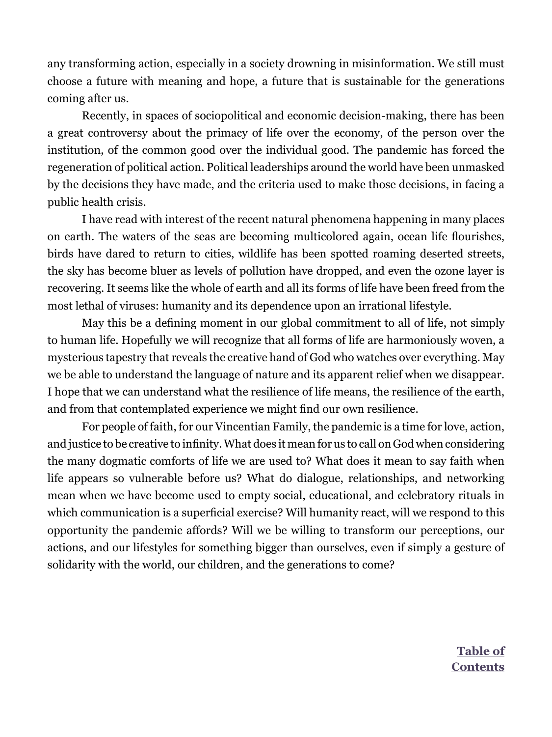any transforming action, especially in a society drowning in misinformation. We still must choose a future with meaning and hope, a future that is sustainable for the generations coming after us.

Recently, in spaces of sociopolitical and economic decision-making, there has been a great controversy about the primacy of life over the economy, of the person over the institution, of the common good over the individual good. The pandemic has forced the regeneration of political action. Political leaderships around the world have been unmasked by the decisions they have made, and the criteria used to make those decisions, in facing a public health crisis.

I have read with interest of the recent natural phenomena happening in many places on earth. The waters of the seas are becoming multicolored again, ocean life flourishes, birds have dared to return to cities, wildlife has been spotted roaming deserted streets, the sky has become bluer as levels of pollution have dropped, and even the ozone layer is recovering. It seems like the whole of earth and all its forms of life have been freed from the most lethal of viruses: humanity and its dependence upon an irrational lifestyle.

May this be a defining moment in our global commitment to all of life, not simply to human life. Hopefully we will recognize that all forms of life are harmoniously woven, a mysterious tapestry that reveals the creative hand of God who watches over everything. May we be able to understand the language of nature and its apparent relief when we disappear. I hope that we can understand what the resilience of life means, the resilience of the earth, and from that contemplated experience we might find our own resilience.

For people of faith, for our Vincentian Family, the pandemic is a time for love, action, and justice to be creative to infinity. What does it mean for us to call on God when considering the many dogmatic comforts of life we are used to? What does it mean to say faith when life appears so vulnerable before us? What do dialogue, relationships, and networking mean when we have become used to empty social, educational, and celebratory rituals in which communication is a superficial exercise? Will humanity react, will we respond to this opportunity the pandemic affords? Will we be willing to transform our perceptions, our actions, and our lifestyles for something bigger than ourselves, even if simply a gesture of solidarity with the world, our children, and the generations to come?

**Table of Contents**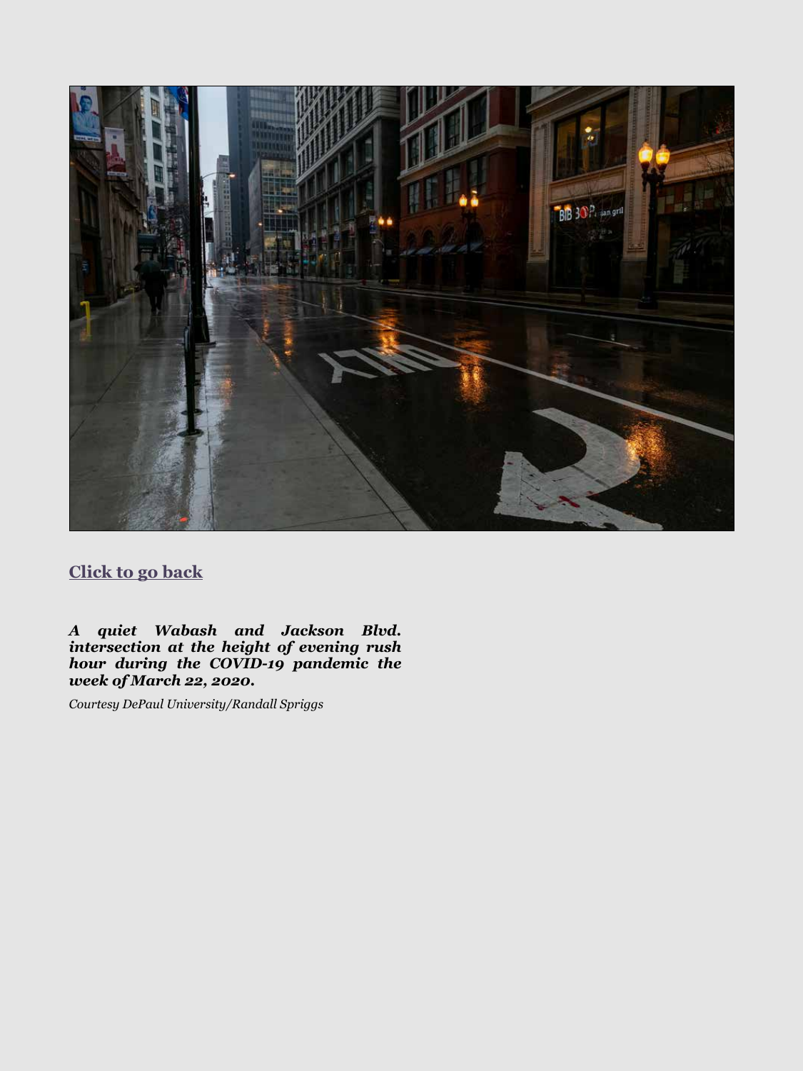[Click to go back]

***A quiet Wabash and Jackson Blvd. intersection at the height of evening rush hour during the COVID-19 pandemic the week of March 22, 2020.***

*Courtesy DePaul University/Randall Spriggs*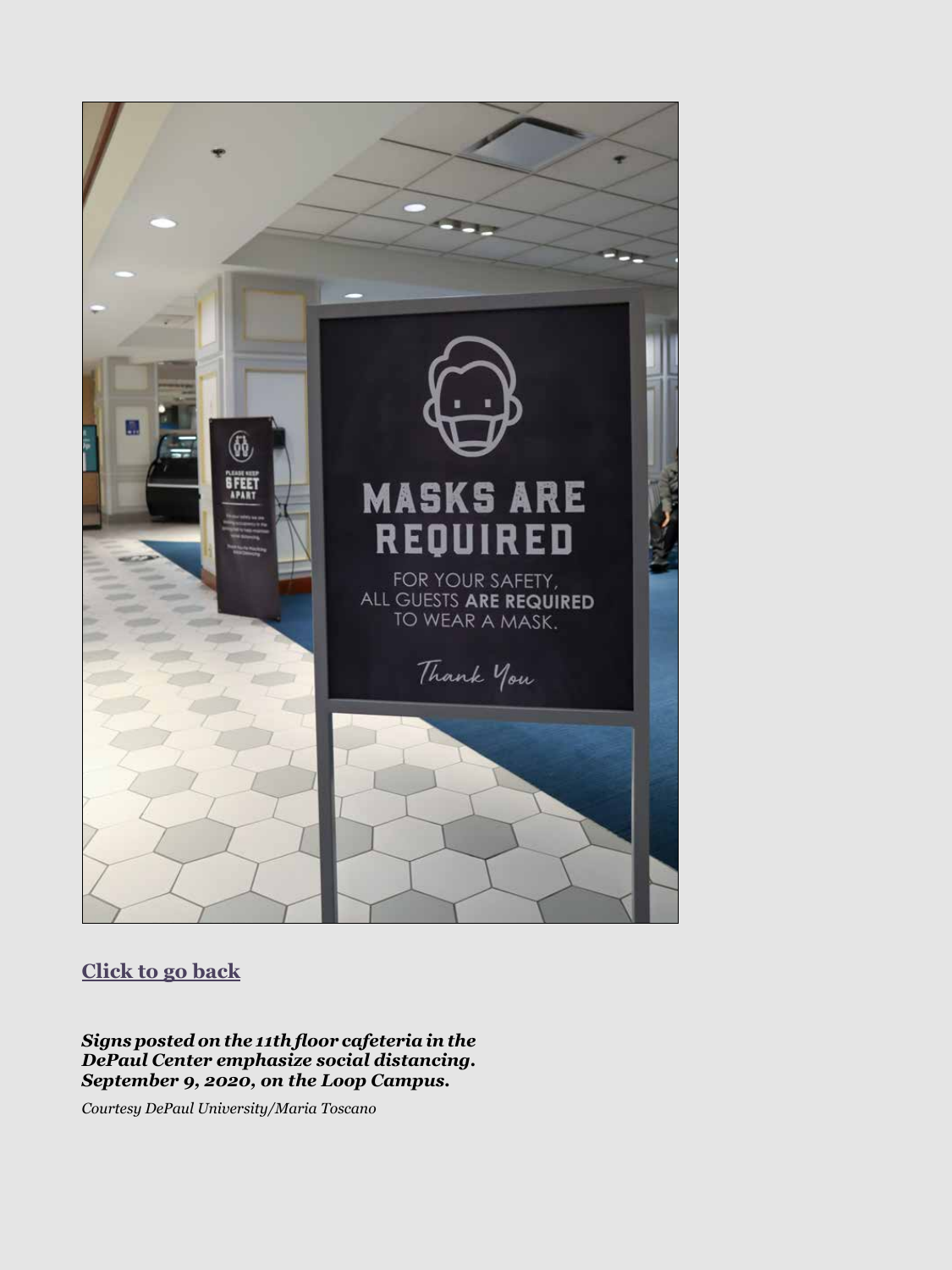[Click to go back]

***Signs posted on the 11th floor cafeteria in the DePaul Center emphasize social distancing. September 9, 2020, on the Loop Campus.***

*Courtesy DePaul University/Maria Toscano*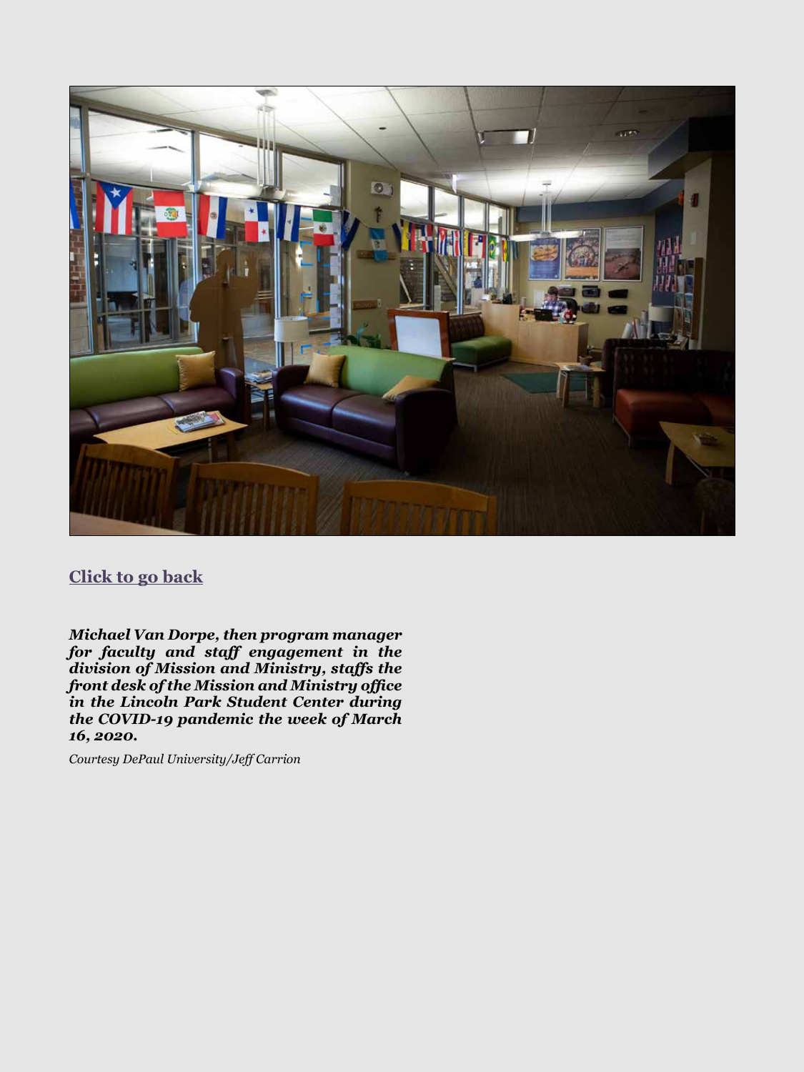[Click to go back](#)

***Michael Van Dorpe, then program manager for faculty and staff engagement in the division of Mission and Ministry, staffs the front desk of the Mission and Ministry office in the Lincoln Park Student Center during the COVID-19 pandemic the week of March 16, 2020.***

*Courtesy DePaul University/Jeff Carrion*